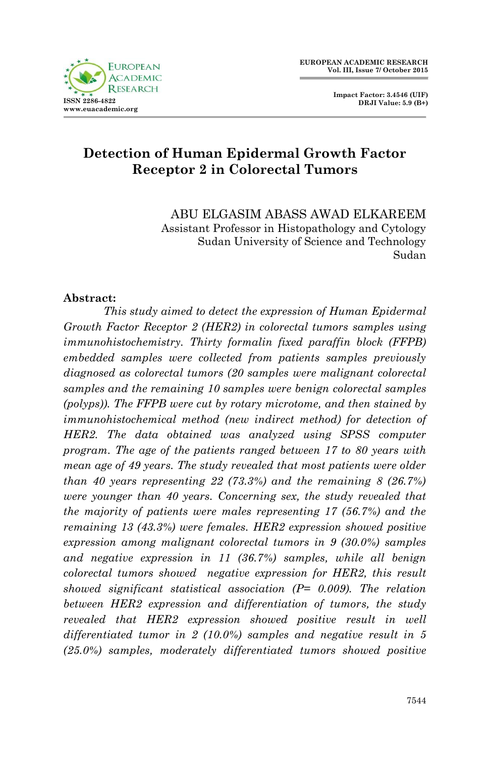# Detection of Human Epidermal Growth Factor Receptor 2 in Colorectal Tumors

ABU ELGASIM ABASS AWAD ELKAREEM
Assistant Professor in Histopathology and Cytology
Sudan University of Science and Technology
Sudan

**Abstract:**

*This study aimed to detect the expression of Human Epidermal Growth Factor Receptor 2 (HER2) in colorectal tumors samples using immunohistochemistry. Thirty formalin fixed paraffin block (FFPB) embedded samples were collected from patients samples previously diagnosed as colorectal tumors (20 samples were malignant colorectal samples and the remaining 10 samples were benign colorectal samples (polyps)). The FFPB were cut by rotary microtome, and then stained by immunohistochemical method (new indirect method) for detection of HER2. The data obtained was analyzed using SPSS computer program. The age of the patients ranged between 17 to 80 years with mean age of 49 years. The study revealed that most patients were older than 40 years representing 22 (73.3%) and the remaining 8 (26.7%) were younger than 40 years. Concerning sex, the study revealed that the majority of patients were males representing 17 (56.7%) and the remaining 13 (43.3%) were females. HER2 expression showed positive expression among malignant colorectal tumors in 9 (30.0%) samples and negative expression in 11 (36.7%) samples, while all benign colorectal tumors showed negative expression for HER2, this result showed significant statistical association (P= 0.009). The relation between HER2 expression and differentiation of tumors, the study revealed that HER2 expression showed positive result in well differentiated tumor in 2 (10.0%) samples and negative result in 5 (25.0%) samples, moderately differentiated tumors showed positive*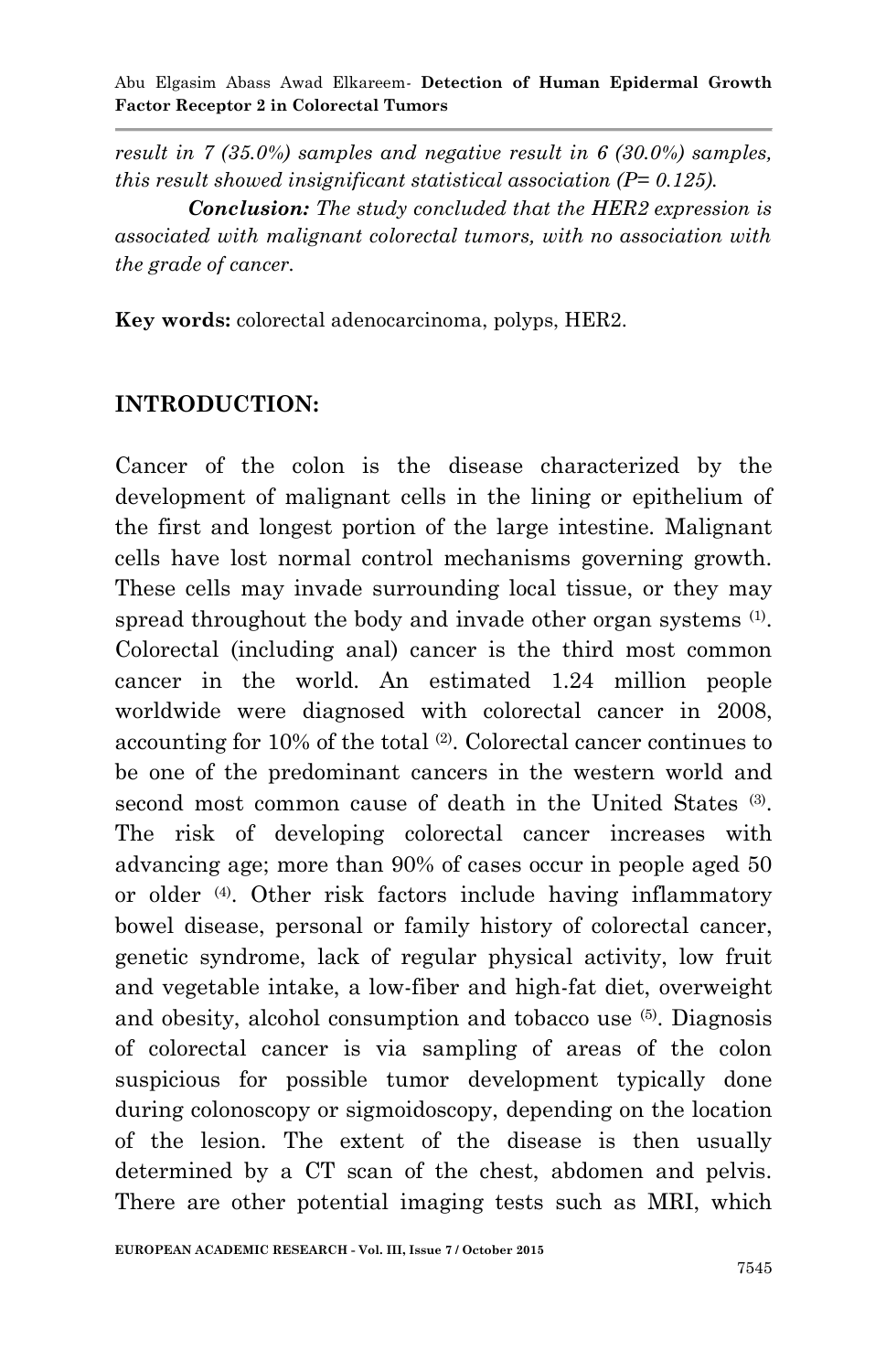*result in 7 (35.0%) samples and negative result in 6 (30.0%) samples, this result showed insignificant statistical association (P= 0.125).*

***Conclusion:*** *The study concluded that the HER2 expression is associated with malignant colorectal tumors, with no association with the grade of cancer.*

**Key words:** colorectal adenocarcinoma, polyps, HER2.

## INTRODUCTION:

Cancer of the colon is the disease characterized by the development of malignant cells in the lining or epithelium of the first and longest portion of the large intestine. Malignant cells have lost normal control mechanisms governing growth. These cells may invade surrounding local tissue, or they may spread throughout the body and invade other organ systems [1]. Colorectal (including anal) cancer is the third most common cancer in the world. An estimated 1.24 million people worldwide were diagnosed with colorectal cancer in 2008, accounting for 10% of the total [2]. Colorectal cancer continues to be one of the predominant cancers in the western world and second most common cause of death in the United States [3]. The risk of developing colorectal cancer increases with advancing age; more than 90% of cases occur in people aged 50 or older [4]. Other risk factors include having inflammatory bowel disease, personal or family history of colorectal cancer, genetic syndrome, lack of regular physical activity, low fruit and vegetable intake, a low-fiber and high-fat diet, overweight and obesity, alcohol consumption and tobacco use [5]. Diagnosis of colorectal cancer is via sampling of areas of the colon suspicious for possible tumor development typically done during colonoscopy or sigmoidoscopy, depending on the location of the lesion. The extent of the disease is then usually determined by a CT scan of the chest, abdomen and pelvis. There are other potential imaging tests such as MRI, which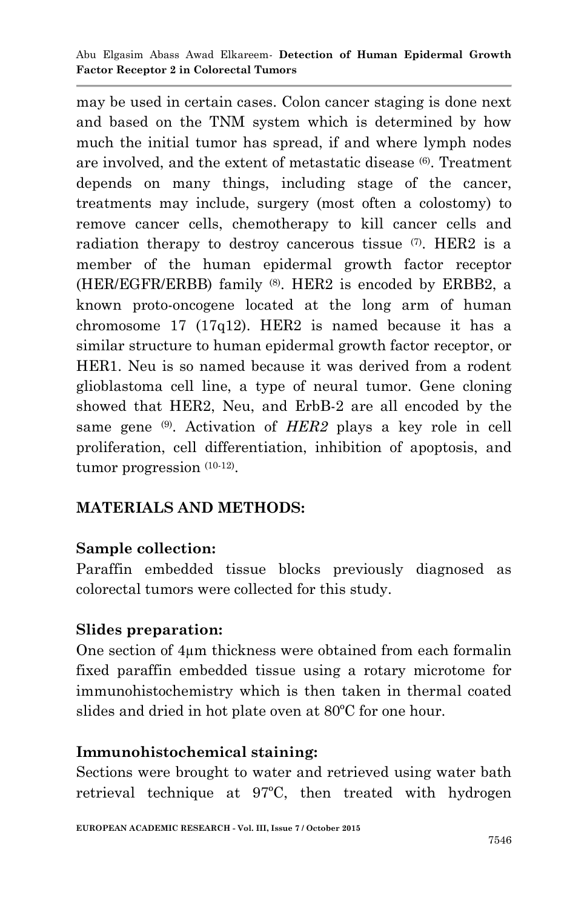may be used in certain cases. Colon cancer staging is done next and based on the TNM system which is determined by how much the initial tumor has spread, if and where lymph nodes are involved, and the extent of metastatic disease [6]. Treatment depends on many things, including stage of the cancer, treatments may include, surgery (most often a colostomy) to remove cancer cells, chemotherapy to kill cancer cells and radiation therapy to destroy cancerous tissue [7]. HER2 is a member of the human epidermal growth factor receptor (HER/EGFR/ERBB) family [8]. HER2 is encoded by ERBB2, a known proto-oncogene located at the long arm of human chromosome 17 (17q12). HER2 is named because it has a similar structure to human epidermal growth factor receptor, or HER1. Neu is so named because it was derived from a rodent glioblastoma cell line, a type of neural tumor. Gene cloning showed that HER2, Neu, and ErbB-2 are all encoded by the same gene [9]. Activation of *HER2* plays a key role in cell proliferation, cell differentiation, inhibition of apoptosis, and tumor progression [10-12].

## MATERIALS AND METHODS:

### Sample collection:

Paraffin embedded tissue blocks previously diagnosed as colorectal tumors were collected for this study.

### Slides preparation:

One section of 4μm thickness were obtained from each formalin fixed paraffin embedded tissue using a rotary microtome for immunohistochemistry which is then taken in thermal coated slides and dried in hot plate oven at 80ºC for one hour.

### Immunohistochemical staining:

Sections were brought to water and retrieved using water bath retrieval technique at 97ºC, then treated with hydrogen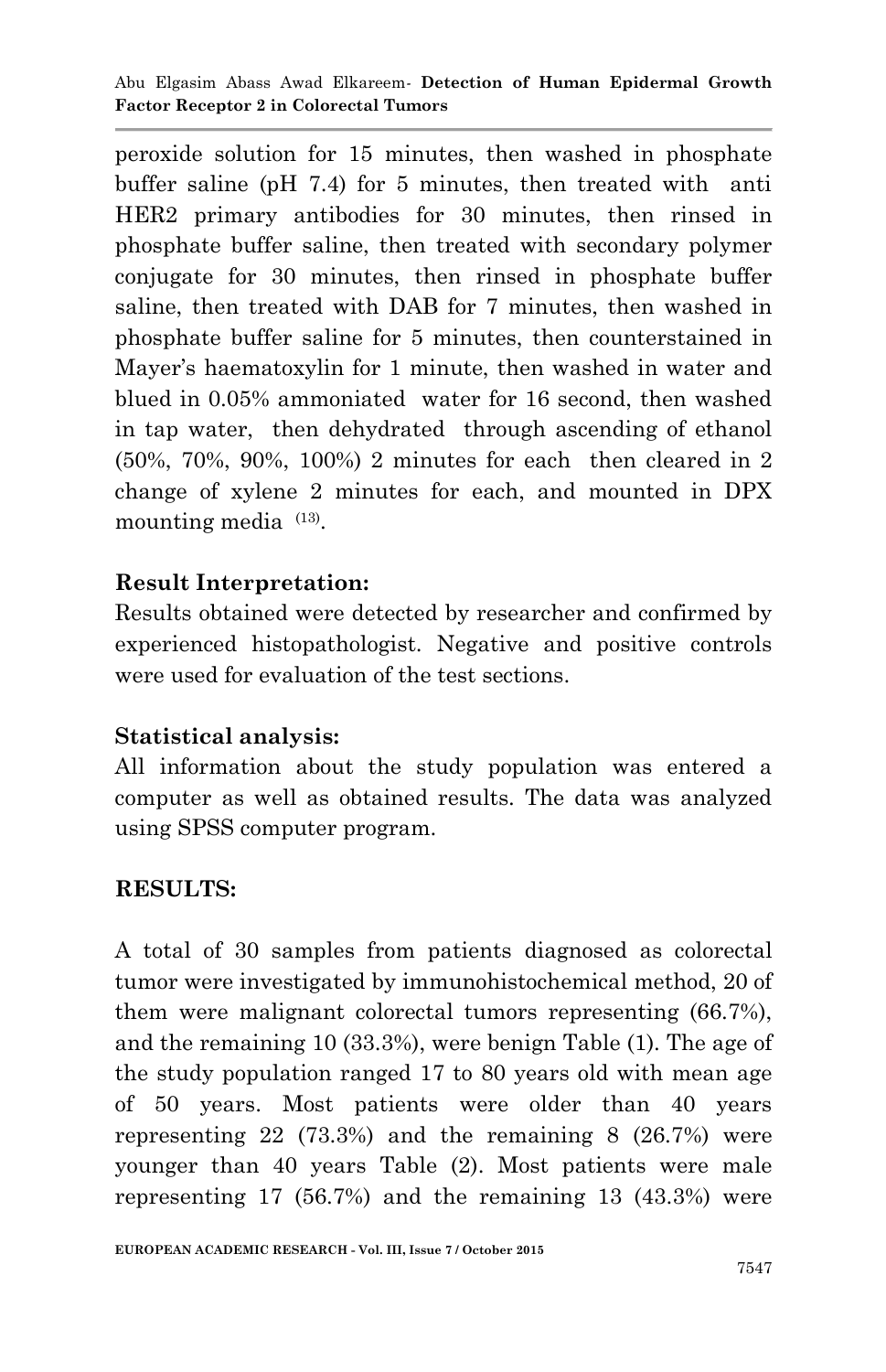peroxide solution for 15 minutes, then washed in phosphate buffer saline (pH 7.4) for 5 minutes, then treated with anti HER2 primary antibodies for 30 minutes, then rinsed in phosphate buffer saline, then treated with secondary polymer conjugate for 30 minutes, then rinsed in phosphate buffer saline, then treated with DAB for 7 minutes, then washed in phosphate buffer saline for 5 minutes, then counterstained in Mayer's haematoxylin for 1 minute, then washed in water and blued in 0.05% ammoniated water for 16 second, then washed in tap water, then dehydrated through ascending of ethanol (50%, 70%, 90%, 100%) 2 minutes for each then cleared in 2 change of xylene 2 minutes for each, and mounted in DPX mounting media [13].

**Result Interpretation:**

Results obtained were detected by researcher and confirmed by experienced histopathologist. Negative and positive controls were used for evaluation of the test sections.

**Statistical analysis:**

All information about the study population was entered a computer as well as obtained results. The data was analyzed using SPSS computer program.

## RESULTS:

A total of 30 samples from patients diagnosed as colorectal tumor were investigated by immunohistochemical method, 20 of them were malignant colorectal tumors representing (66.7%), and the remaining 10 (33.3%), were benign Table (1). The age of the study population ranged 17 to 80 years old with mean age of 50 years. Most patients were older than 40 years representing 22 (73.3%) and the remaining 8 (26.7%) were younger than 40 years Table (2). Most patients were male representing 17 (56.7%) and the remaining 13 (43.3%) were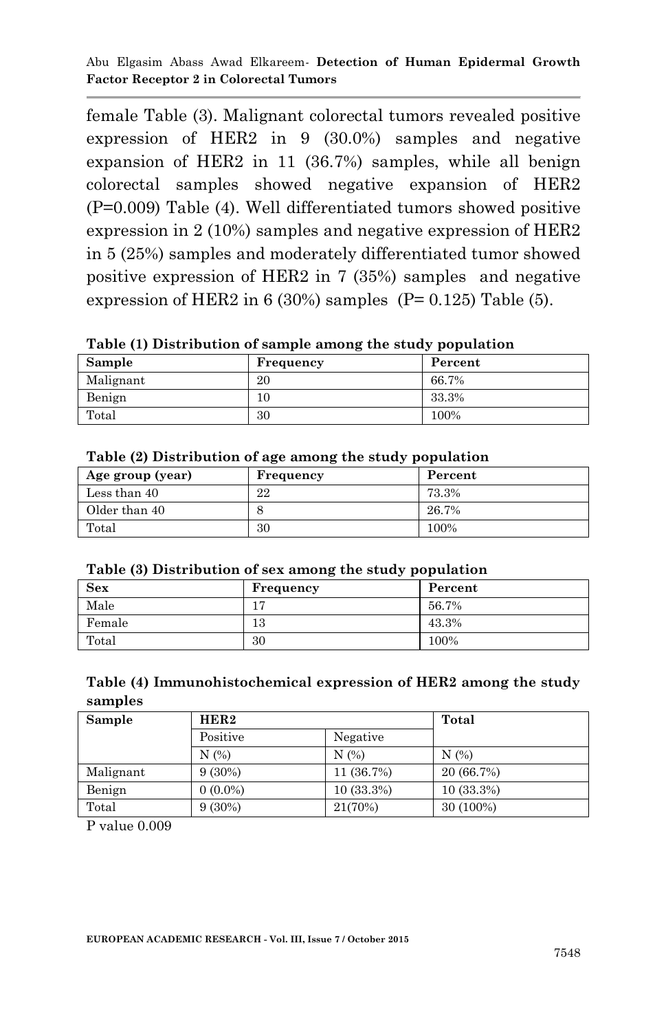female Table (3). Malignant colorectal tumors revealed positive expression of HER2 in 9 (30.0%) samples and negative expansion of HER2 in 11 (36.7%) samples, while all benign colorectal samples showed negative expansion of HER2 (P=0.009) Table (4). Well differentiated tumors showed positive expression in 2 (10%) samples and negative expression of HER2 in 5 (25%) samples and moderately differentiated tumor showed positive expression of HER2 in 7 (35%) samples and negative expression of HER2 in 6 (30%) samples (P= 0.125) Table (5).

**Table (1) Distribution of sample among the study population**

| Sample | Frequency | Percent |
|---|---|---|
| Malignant | 20 | 66.7% |
| Benign | 10 | 33.3% |
| Total | 30 | 100% |

**Table (2) Distribution of age among the study population**

| Age group (year) | Frequency | Percent |
|---|---|---|
| Less than 40 | 22 | 73.3% |
| Older than 40 | 8 | 26.7% |
| Total | 30 | 100% |

**Table (3) Distribution of sex among the study population**

| Sex | Frequency | Percent |
|---|---|---|
| Male | 17 | 56.7% |
| Female | 13 | 43.3% |
| Total | 30 | 100% |

**Table (4) Immunohistochemical expression of HER2 among the study samples**

| Sample | HER2 | | Total |
|---|---|---|---|
| | Positive | Negative | |
| | N (%) | N (%) | N (%) |
| Malignant | 9 (30%) | 11 (36.7%) | 20 (66.7%) |
| Benign | 0 (0.0%) | 10 (33.3%) | 10 (33.3%) |
| Total | 9 (30%) | 21(70%) | 30 (100%) |

P value 0.009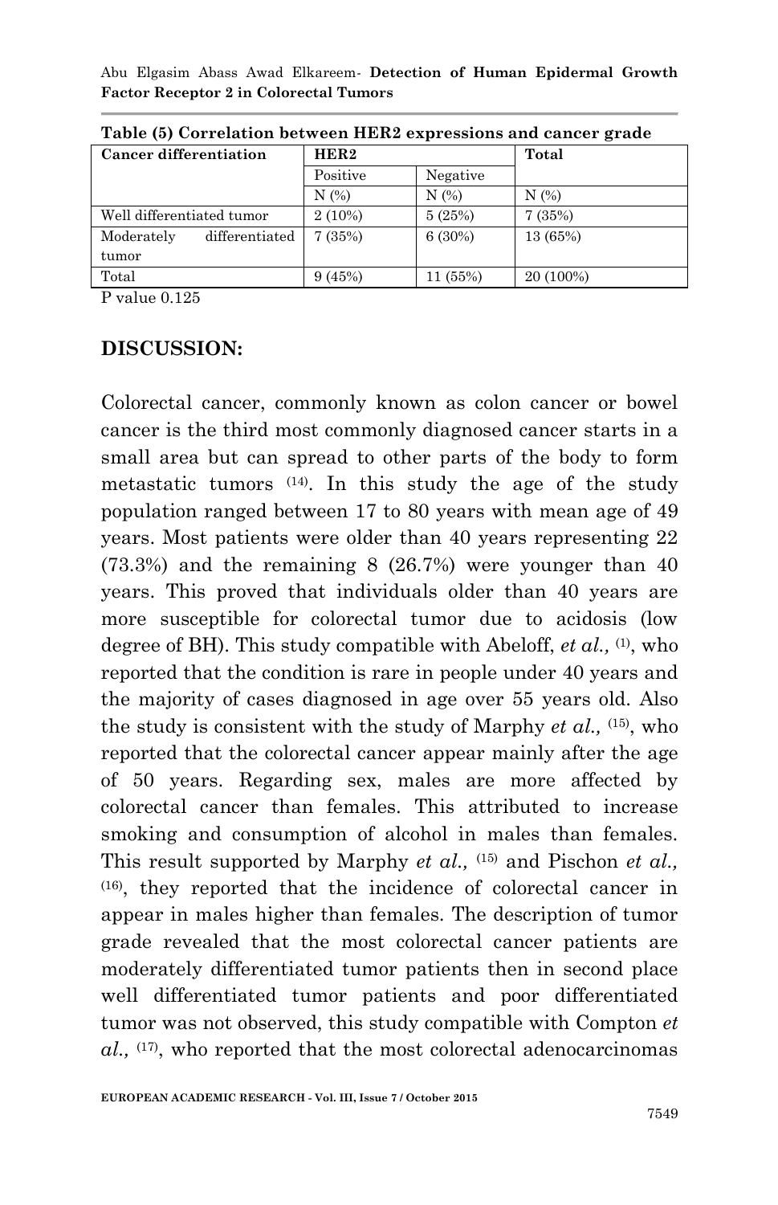**Table (5) Correlation between HER2 expressions and cancer grade**

| Cancer differentiation | HER2 | | Total |
|---|---|---|---|
| | Positive | Negative | |
| | N (%) | N (%) | N (%) |
| Well differentiated tumor | 2 (10%) | 5 (25%) | 7 (35%) |
| Moderately differentiated tumor | 7 (35%) | 6 (30%) | 13 (65%) |
| Total | 9 (45%) | 11 (55%) | 20 (100%) |

P value 0.125

## DISCUSSION:

Colorectal cancer, commonly known as colon cancer or bowel cancer is the third most commonly diagnosed cancer starts in a small area but can spread to other parts of the body to form metastatic tumors [14]. In this study the age of the study population ranged between 17 to 80 years with mean age of 49 years. Most patients were older than 40 years representing 22 (73.3%) and the remaining 8 (26.7%) were younger than 40 years. This proved that individuals older than 40 years are more susceptible for colorectal tumor due to acidosis (low degree of BH). This study compatible with Abeloff, *et al.,* [1], who reported that the condition is rare in people under 40 years and the majority of cases diagnosed in age over 55 years old. Also the study is consistent with the study of Marphy *et al.,* [15], who reported that the colorectal cancer appear mainly after the age of 50 years. Regarding sex, males are more affected by colorectal cancer than females. This attributed to increase smoking and consumption of alcohol in males than females. This result supported by Marphy *et al.,* [15] and Pischon *et al.,* [16], they reported that the incidence of colorectal cancer in appear in males higher than females. The description of tumor grade revealed that the most colorectal cancer patients are moderately differentiated tumor patients then in second place well differentiated tumor patients and poor differentiated tumor was not observed, this study compatible with Compton *et al.,* [17], who reported that the most colorectal adenocarcinomas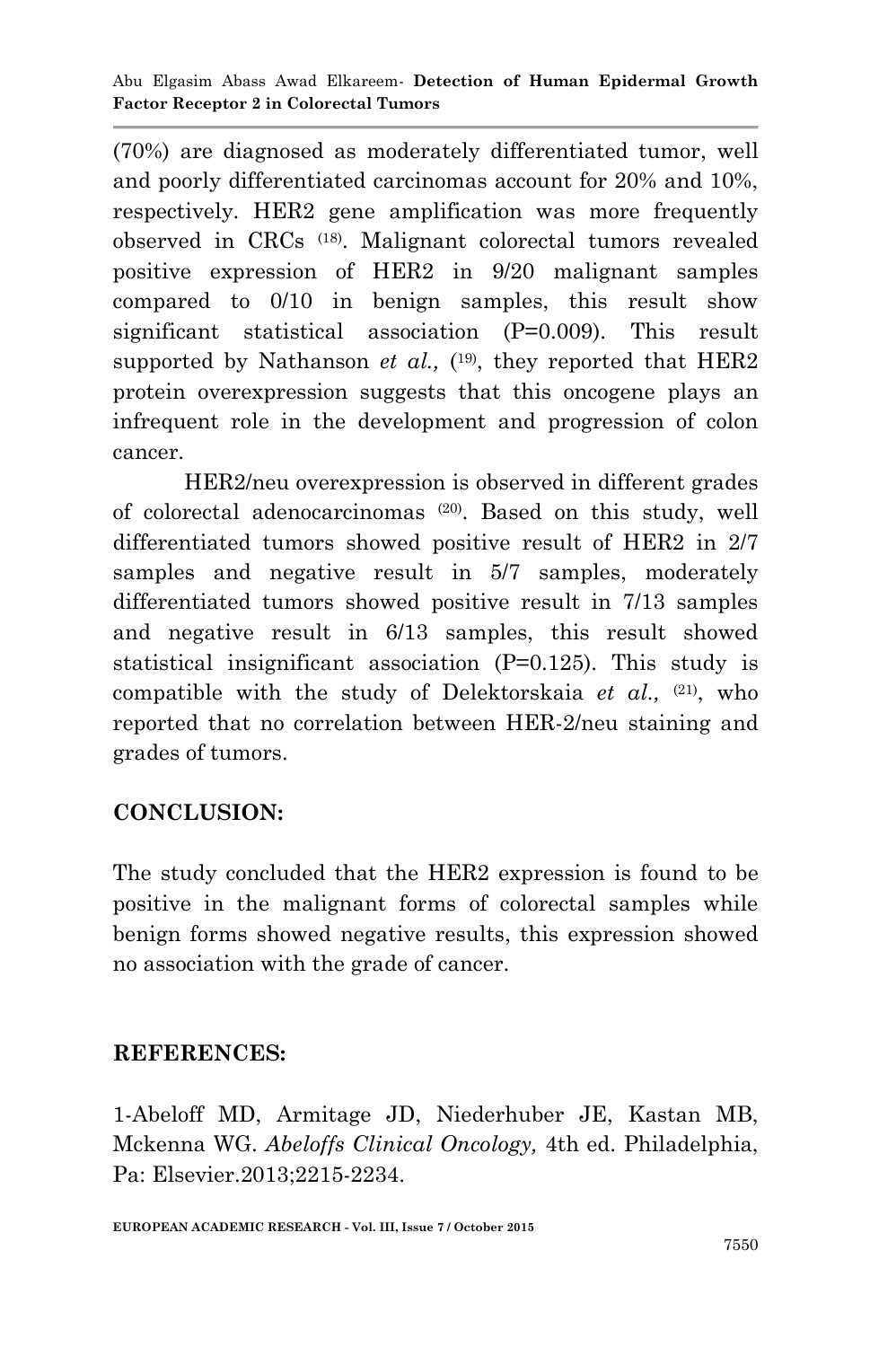(70%) are diagnosed as moderately differentiated tumor, well and poorly differentiated carcinomas account for 20% and 10%, respectively. HER2 gene amplification was more frequently observed in CRCs [18]. Malignant colorectal tumors revealed positive expression of HER2 in 9/20 malignant samples compared to 0/10 in benign samples, this result show significant statistical association (P=0.009). This result supported by Nathanson *et al.,* ([19], they reported that HER2 protein overexpression suggests that this oncogene plays an infrequent role in the development and progression of colon cancer.

HER2/neu overexpression is observed in different grades of colorectal adenocarcinomas [20]. Based on this study, well differentiated tumors showed positive result of HER2 in 2/7 samples and negative result in 5/7 samples, moderately differentiated tumors showed positive result in 7/13 samples and negative result in 6/13 samples, this result showed statistical insignificant association (P=0.125). This study is compatible with the study of Delektorskaia *et al.,* [21], who reported that no correlation between HER-2/neu staining and grades of tumors.

## CONCLUSION:

The study concluded that the HER2 expression is found to be positive in the malignant forms of colorectal samples while benign forms showed negative results, this expression showed no association with the grade of cancer.

## REFERENCES:

1-Abeloff MD, Armitage JD, Niederhuber JE, Kastan MB, Mckenna WG. *Abeloffs Clinical Oncology,* 4th ed. Philadelphia, Pa: Elsevier.2013;2215-2234.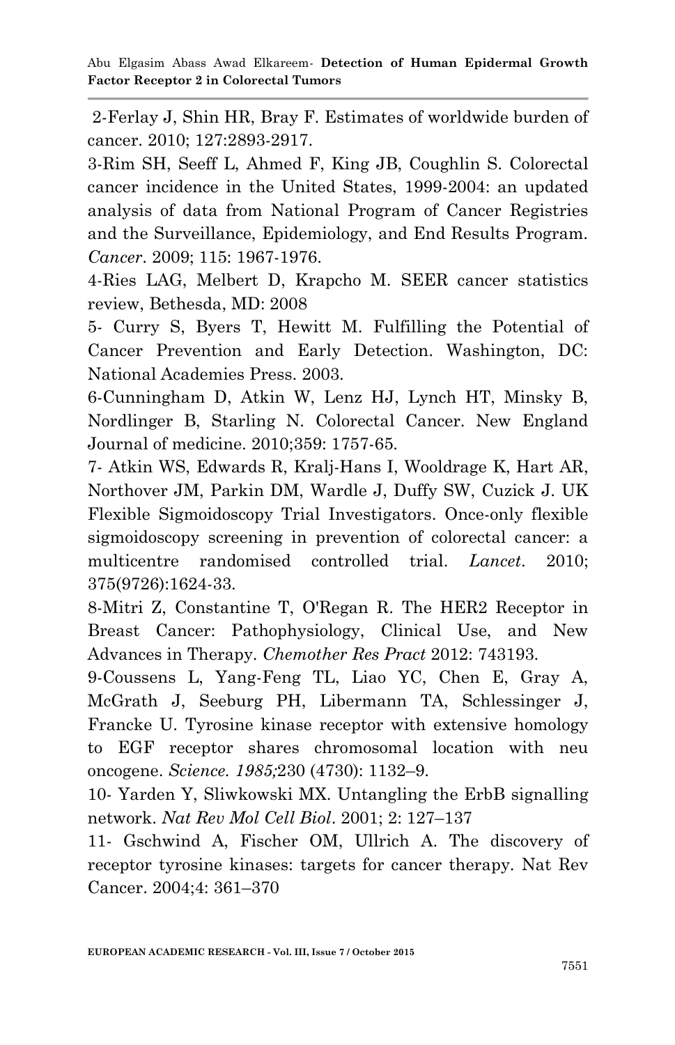2-Ferlay J, Shin HR, Bray F. Estimates of worldwide burden of cancer. 2010; 127:2893-2917.

3-Rim SH, Seeff L, Ahmed F, King JB, Coughlin S. Colorectal cancer incidence in the United States, 1999-2004: an updated analysis of data from National Program of Cancer Registries and the Surveillance, Epidemiology, and End Results Program. *Cancer*. 2009; 115: 1967-1976.

4-Ries LAG, Melbert D, Krapcho M. SEER cancer statistics review, Bethesda, MD: 2008

5- Curry S, Byers T, Hewitt M. Fulfilling the Potential of Cancer Prevention and Early Detection. Washington, DC: National Academies Press. 2003.

6-Cunningham D, Atkin W, Lenz HJ, Lynch HT, Minsky B, Nordlinger B, Starling N. Colorectal Cancer. New England Journal of medicine. 2010;359: 1757-65.

7- Atkin WS, Edwards R, Kralj-Hans I, Wooldrage K, Hart AR, Northover JM, Parkin DM, Wardle J, Duffy SW, Cuzick J. UK Flexible Sigmoidoscopy Trial Investigators. Once-only flexible sigmoidoscopy screening in prevention of colorectal cancer: a multicentre randomised controlled trial. *Lancet*. 2010; 375(9726):1624-33.

8-Mitri Z, Constantine T, O'Regan R. The HER2 Receptor in Breast Cancer: Pathophysiology, Clinical Use, and New Advances in Therapy. *Chemother Res Pract* 2012: 743193.

9-Coussens L, Yang-Feng TL, Liao YC, Chen E, Gray A, McGrath J, Seeburg PH, Libermann TA, Schlessinger J, Francke U. Tyrosine kinase receptor with extensive homology to EGF receptor shares chromosomal location with neu oncogene. *Science. 1985;*230 (4730): 1132–9.

10- Yarden Y, Sliwkowski MX. Untangling the ErbB signalling network. *Nat Rev Mol Cell Biol*. 2001; 2: 127–137

11- Gschwind A, Fischer OM, Ullrich A. The discovery of receptor tyrosine kinases: targets for cancer therapy. Nat Rev Cancer. 2004;4: 361–370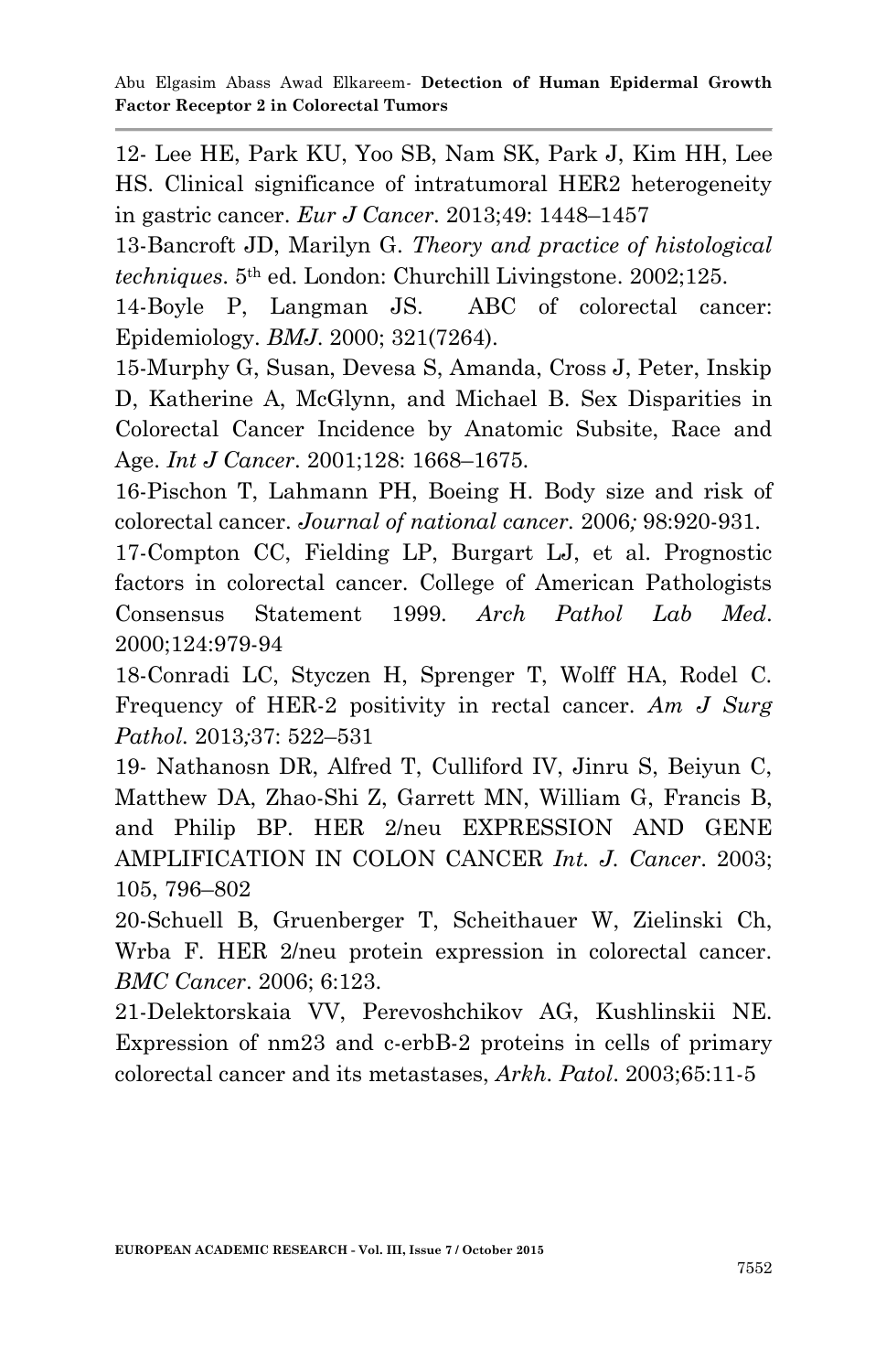12- Lee HE, Park KU, Yoo SB, Nam SK, Park J, Kim HH, Lee HS. Clinical significance of intratumoral HER2 heterogeneity in gastric cancer. *Eur J Cancer*. 2013;49: 1448–1457

13-Bancroft JD, Marilyn G. *Theory and practice of histological techniques*. 5th ed. London: Churchill Livingstone. 2002;125.

14-Boyle P, Langman JS. ABC of colorectal cancer: Epidemiology. *BMJ*. 2000; 321(7264).

15-Murphy G, Susan, Devesa S, Amanda, Cross J, Peter, Inskip D, Katherine A, McGlynn, and Michael B. Sex Disparities in Colorectal Cancer Incidence by Anatomic Subsite, Race and Age. *Int J Cancer*. 2001;128: 1668–1675.

16-Pischon T, Lahmann PH, Boeing H. Body size and risk of colorectal cancer. *Journal of national cancer.* 2006*;* 98:920-931.

17-Compton CC, Fielding LP, Burgart LJ, et al. Prognostic factors in colorectal cancer. College of American Pathologists Consensus Statement 1999. *Arch Pathol Lab Med*. 2000;124:979-94

18-Conradi LC, Styczen H, Sprenger T, Wolff HA, Rodel C. Frequency of HER-2 positivity in rectal cancer. *Am J Surg Pathol.* 2013*;*37: 522–531

19- Nathanosn DR, Alfred T, Culliford IV, Jinru S, Beiyun C, Matthew DA, Zhao-Shi Z, Garrett MN, William G, Francis B, and Philip BP. HER 2/neu EXPRESSION AND GENE AMPLIFICATION IN COLON CANCER *Int. J. Cancer*. 2003; 105, 796–802

20-Schuell B, Gruenberger T, Scheithauer W, Zielinski Ch, Wrba F. HER 2/neu protein expression in colorectal cancer. *BMC Cancer*. 2006; 6:123.

21-Delektorskaia VV, Perevoshchikov AG, Kushlinskii NE. Expression of nm23 and c-erbB-2 proteins in cells of primary colorectal cancer and its metastases, *Arkh. Patol*. 2003;65:11-5